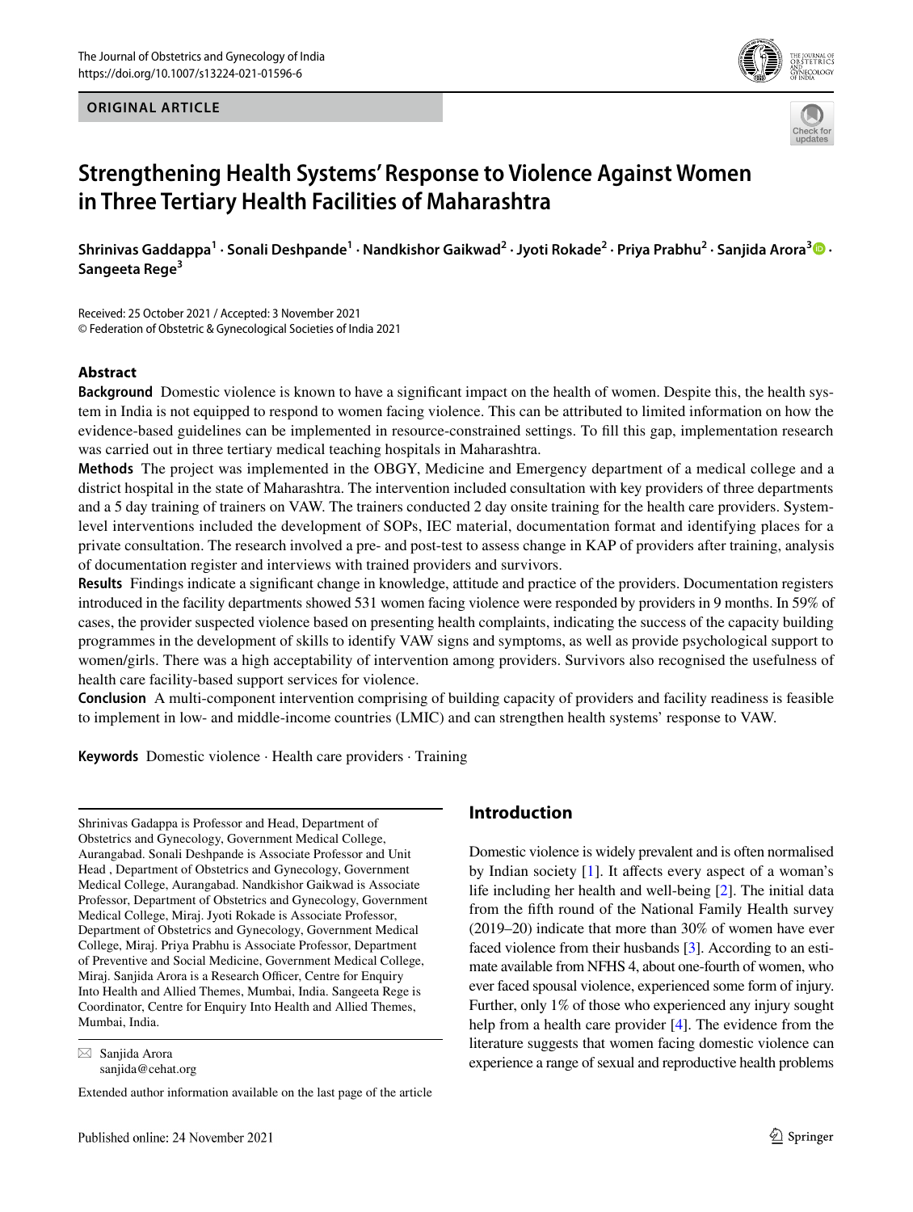ORIGINAL ARTICLE

# Strengthening Health Systems' Response to Violence Against Women in Three Tertiary Health Facilities of Maharashtra

**Shrinivas Gaddappa[1] · Sonali Deshpande[1] · Nandkishor Gaikwad[2] · Jyoti Rokade[2] · Priya Prabhu[2] · Sanjida Arora[3] · Sangeeta Rege[3]**

Received: 25 October 2021 / Accepted: 3 November 2021
© Federation of Obstetric & Gynecological Societies of India 2021

## Abstract

**Background** Domestic violence is known to have a significant impact on the health of women. Despite this, the health system in India is not equipped to respond to women facing violence. This can be attributed to limited information on how the evidence-based guidelines can be implemented in resource-constrained settings. To fill this gap, implementation research was carried out in three tertiary medical teaching hospitals in Maharashtra.

**Methods** The project was implemented in the OBGY, Medicine and Emergency department of a medical college and a district hospital in the state of Maharashtra. The intervention included consultation with key providers of three departments and a 5 day training of trainers on VAW. The trainers conducted 2 day onsite training for the health care providers. System-level interventions included the development of SOPs, IEC material, documentation format and identifying places for a private consultation. The research involved a pre- and post-test to assess change in KAP of providers after training, analysis of documentation register and interviews with trained providers and survivors.

**Results** Findings indicate a significant change in knowledge, attitude and practice of the providers. Documentation registers introduced in the facility departments showed 531 women facing violence were responded by providers in 9 months. In 59% of cases, the provider suspected violence based on presenting health complaints, indicating the success of the capacity building programmes in the development of skills to identify VAW signs and symptoms, as well as provide psychological support to women/girls. There was a high acceptability of intervention among providers. Survivors also recognised the usefulness of health care facility-based support services for violence.

**Conclusion** A multi-component intervention comprising of building capacity of providers and facility readiness is feasible to implement in low- and middle-income countries (LMIC) and can strengthen health systems' response to VAW.

**Keywords** Domestic violence · Health care providers · Training

Shrinivas Gadappa is Professor and Head, Department of Obstetrics and Gynecology, Government Medical College, Aurangabad. Sonali Deshpande is Associate Professor and Unit Head , Department of Obstetrics and Gynecology, Government Medical College, Aurangabad. Nandkishor Gaikwad is Associate Professor, Department of Obstetrics and Gynecology, Government Medical College, Miraj. Jyoti Rokade is Associate Professor, Department of Obstetrics and Gynecology, Government Medical College, Miraj. Priya Prabhu is Associate Professor, Department of Preventive and Social Medicine, Government Medical College, Miraj. Sanjida Arora is a Research Officer, Centre for Enquiry Into Health and Allied Themes, Mumbai, India. Sangeeta Rege is Coordinator, Centre for Enquiry Into Health and Allied Themes, Mumbai, India.

✉ Sanjida Arora
sanjida@cehat.org

Extended author information available on the last page of the article

## Introduction

Domestic violence is widely prevalent and is often normalised by Indian society [1]. It affects every aspect of a woman's life including her health and well-being [2]. The initial data from the fifth round of the National Family Health survey (2019–20) indicate that more than 30% of women have ever faced violence from their husbands [3]. According to an estimate available from NFHS 4, about one-fourth of women, who ever faced spousal violence, experienced some form of injury. Further, only 1% of those who experienced any injury sought help from a health care provider [4]. The evidence from the literature suggests that women facing domestic violence can experience a range of sexual and reproductive health problems

Published online: 24 November 2021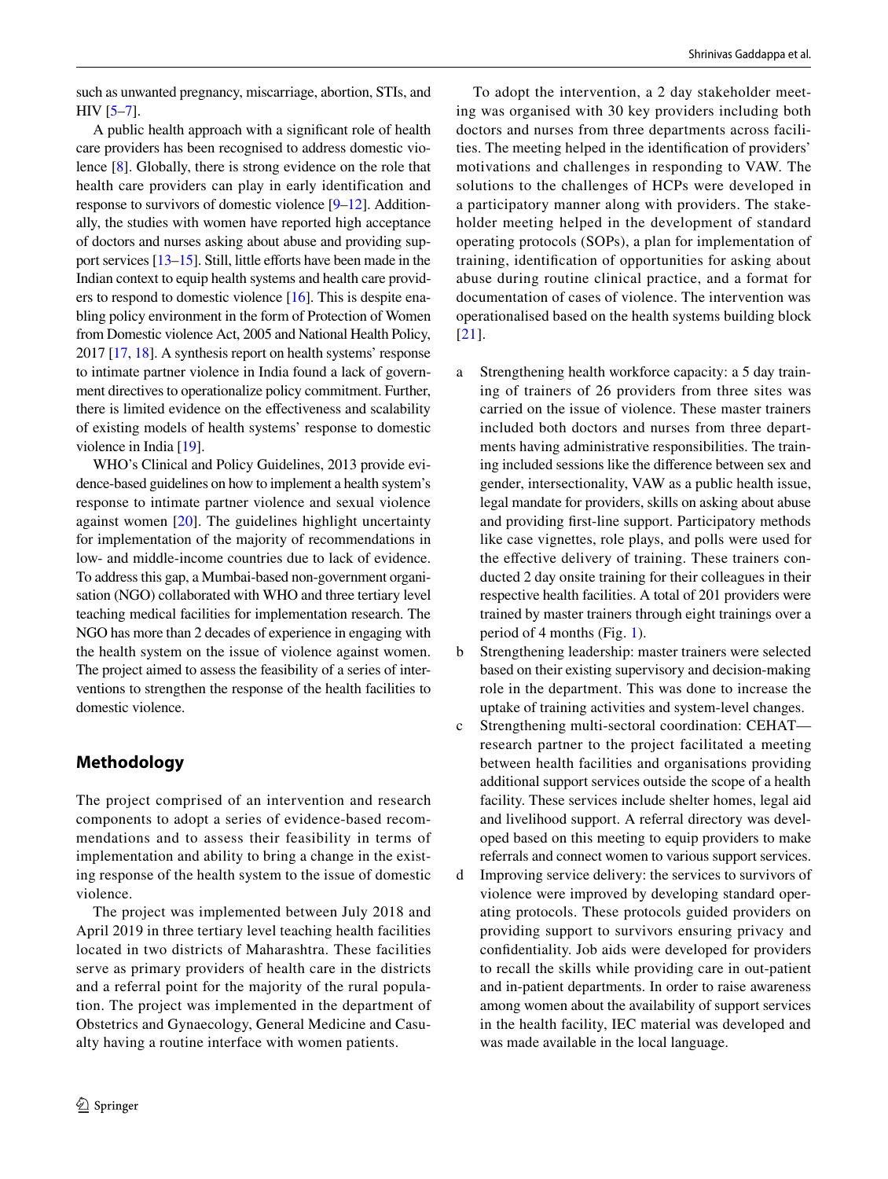such as unwanted pregnancy, miscarriage, abortion, STIs, and HIV [5–7].

A public health approach with a significant role of health care providers has been recognised to address domestic violence [8]. Globally, there is strong evidence on the role that health care providers can play in early identification and response to survivors of domestic violence [9–12]. Additionally, the studies with women have reported high acceptance of doctors and nurses asking about abuse and providing support services [13–15]. Still, little efforts have been made in the Indian context to equip health systems and health care providers to respond to domestic violence [16]. This is despite enabling policy environment in the form of Protection of Women from Domestic violence Act, 2005 and National Health Policy, 2017 [17, 18]. A synthesis report on health systems' response to intimate partner violence in India found a lack of government directives to operationalize policy commitment. Further, there is limited evidence on the effectiveness and scalability of existing models of health systems' response to domestic violence in India [19].

WHO's Clinical and Policy Guidelines, 2013 provide evidence-based guidelines on how to implement a health system's response to intimate partner violence and sexual violence against women [20]. The guidelines highlight uncertainty for implementation of the majority of recommendations in low- and middle-income countries due to lack of evidence. To address this gap, a Mumbai-based non-government organisation (NGO) collaborated with WHO and three tertiary level teaching medical facilities for implementation research. The NGO has more than 2 decades of experience in engaging with the health system on the issue of violence against women. The project aimed to assess the feasibility of a series of interventions to strengthen the response of the health facilities to domestic violence.

## Methodology

The project comprised of an intervention and research components to adopt a series of evidence-based recommendations and to assess their feasibility in terms of implementation and ability to bring a change in the existing response of the health system to the issue of domestic violence.

The project was implemented between July 2018 and April 2019 in three tertiary level teaching health facilities located in two districts of Maharashtra. These facilities serve as primary providers of health care in the districts and a referral point for the majority of the rural population. The project was implemented in the department of Obstetrics and Gynaecology, General Medicine and Casualty having a routine interface with women patients.

To adopt the intervention, a 2 day stakeholder meeting was organised with 30 key providers including both doctors and nurses from three departments across facilities. The meeting helped in the identification of providers' motivations and challenges in responding to VAW. The solutions to the challenges of HCPs were developed in a participatory manner along with providers. The stakeholder meeting helped in the development of standard operating protocols (SOPs), a plan for implementation of training, identification of opportunities for asking about abuse during routine clinical practice, and a format for documentation of cases of violence. The intervention was operationalised based on the health systems building block [21].

a. Strengthening health workforce capacity: a 5 day training of trainers of 26 providers from three sites was carried on the issue of violence. These master trainers included both doctors and nurses from three departments having administrative responsibilities. The training included sessions like the difference between sex and gender, intersectionality, VAW as a public health issue, legal mandate for providers, skills on asking about abuse and providing first-line support. Participatory methods like case vignettes, role plays, and polls were used for the effective delivery of training. These trainers conducted 2 day onsite training for their colleagues in their respective health facilities. A total of 201 providers were trained by master trainers through eight trainings over a period of 4 months (Fig. 1).
b. Strengthening leadership: master trainers were selected based on their existing supervisory and decision-making role in the department. This was done to increase the uptake of training activities and system-level changes.
c. Strengthening multi-sectoral coordination: CEHAT—research partner to the project facilitated a meeting between health facilities and organisations providing additional support services outside the scope of a health facility. These services include shelter homes, legal aid and livelihood support. A referral directory was developed based on this meeting to equip providers to make referrals and connect women to various support services.
d. Improving service delivery: the services to survivors of violence were improved by developing standard operating protocols. These protocols guided providers on providing support to survivors ensuring privacy and confidentiality. Job aids were developed for providers to recall the skills while providing care in out-patient and in-patient departments. In order to raise awareness among women about the availability of support services in the health facility, IEC material was developed and was made available in the local language.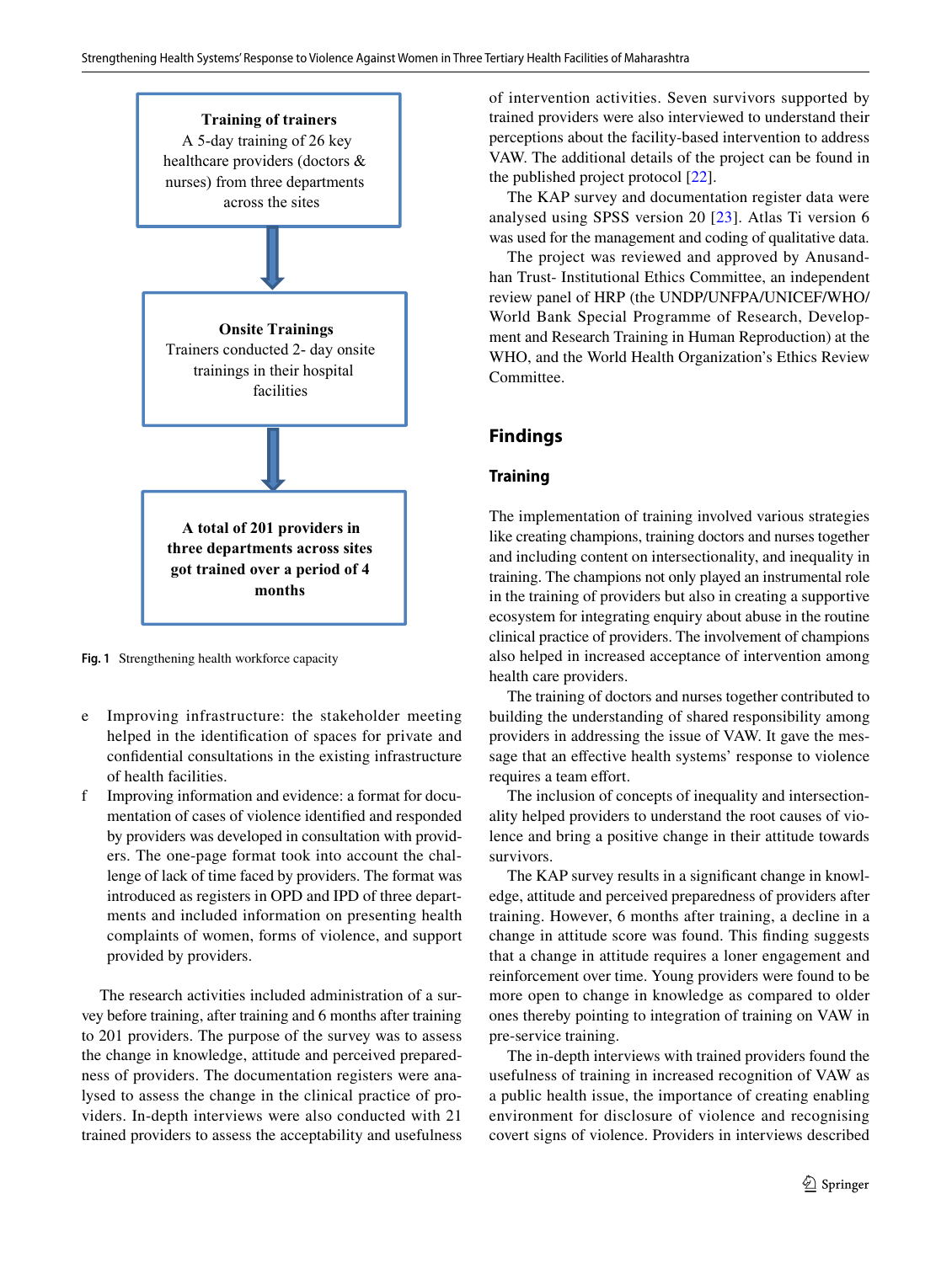**Training of trainers**
A 5-day training of 26 key healthcare providers (doctors & nurses) from three departments across the sites

↓

**Onsite Trainings**
Trainers conducted 2- day onsite trainings in their hospital facilities

↓

**A total of 201 providers in three departments across sites got trained over a period of 4 months**

**Fig. 1** Strengthening health workforce capacity

e Improving infrastructure: the stakeholder meeting helped in the identification of spaces for private and confidential consultations in the existing infrastructure of health facilities.

f Improving information and evidence: a format for documentation of cases of violence identified and responded by providers was developed in consultation with providers. The one-page format took into account the challenge of lack of time faced by providers. The format was introduced as registers in OPD and IPD of three departments and included information on presenting health complaints of women, forms of violence, and support provided by providers.

The research activities included administration of a survey before training, after training and 6 months after training to 201 providers. The purpose of the survey was to assess the change in knowledge, attitude and perceived preparedness of providers. The documentation registers were analysed to assess the change in the clinical practice of providers. In-depth interviews were also conducted with 21 trained providers to assess the acceptability and usefulness of intervention activities. Seven survivors supported by trained providers were also interviewed to understand their perceptions about the facility-based intervention to address VAW. The additional details of the project can be found in the published project protocol [22].

The KAP survey and documentation register data were analysed using SPSS version 20 [23]. Atlas Ti version 6 was used for the management and coding of qualitative data.

The project was reviewed and approved by Anusandhan Trust- Institutional Ethics Committee, an independent review panel of HRP (the UNDP/UNFPA/UNICEF/WHO/World Bank Special Programme of Research, Development and Research Training in Human Reproduction) at the WHO, and the World Health Organization's Ethics Review Committee.

## Findings

### Training

The implementation of training involved various strategies like creating champions, training doctors and nurses together and including content on intersectionality, and inequality in training. The champions not only played an instrumental role in the training of providers but also in creating a supportive ecosystem for integrating enquiry about abuse in the routine clinical practice of providers. The involvement of champions also helped in increased acceptance of intervention among health care providers.

The training of doctors and nurses together contributed to building the understanding of shared responsibility among providers in addressing the issue of VAW. It gave the message that an effective health systems' response to violence requires a team effort.

The inclusion of concepts of inequality and intersectionality helped providers to understand the root causes of violence and bring a positive change in their attitude towards survivors.

The KAP survey results in a significant change in knowledge, attitude and perceived preparedness of providers after training. However, 6 months after training, a decline in a change in attitude score was found. This finding suggests that a change in attitude requires a loner engagement and reinforcement over time. Young providers were found to be more open to change in knowledge as compared to older ones thereby pointing to integration of training on VAW in pre-service training.

The in-depth interviews with trained providers found the usefulness of training in increased recognition of VAW as a public health issue, the importance of creating enabling environment for disclosure of violence and recognising covert signs of violence. Providers in interviews described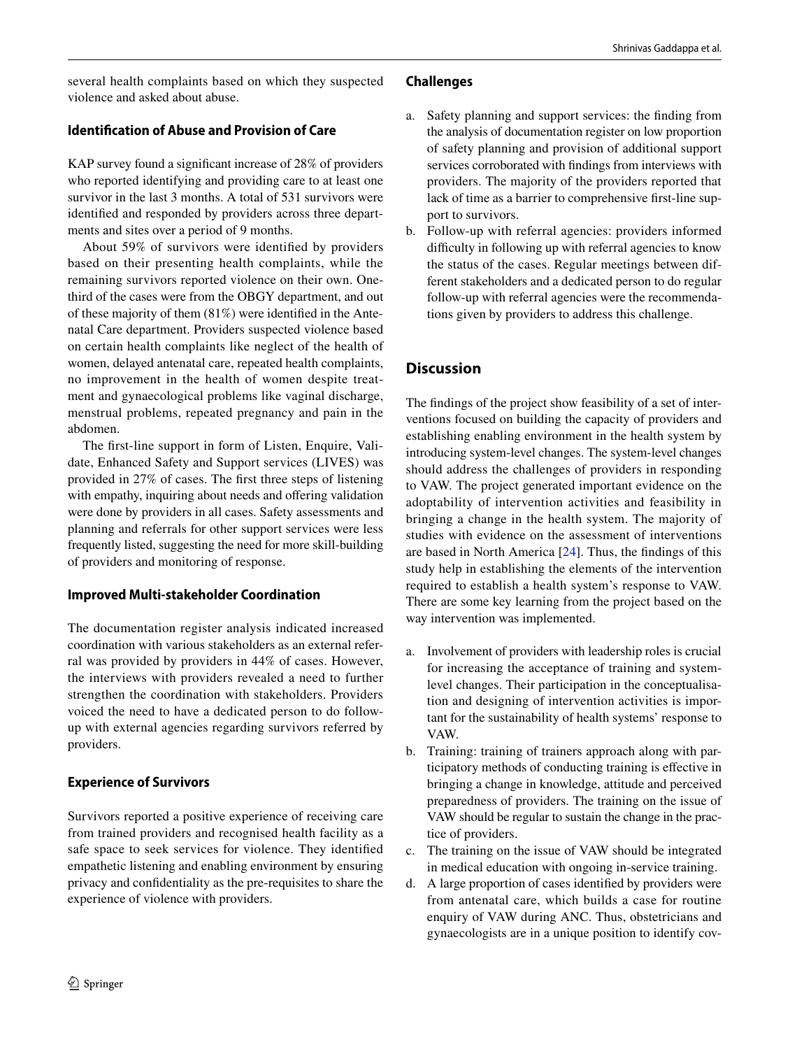several health complaints based on which they suspected violence and asked about abuse.

### Identification of Abuse and Provision of Care

KAP survey found a significant increase of 28% of providers who reported identifying and providing care to at least one survivor in the last 3 months. A total of 531 survivors were identified and responded by providers across three departments and sites over a period of 9 months.

About 59% of survivors were identified by providers based on their presenting health complaints, while the remaining survivors reported violence on their own. One-third of the cases were from the OBGY department, and out of these majority of them (81%) were identified in the Antenatal Care department. Providers suspected violence based on certain health complaints like neglect of the health of women, delayed antenatal care, repeated health complaints, no improvement in the health of women despite treatment and gynaecological problems like vaginal discharge, menstrual problems, repeated pregnancy and pain in the abdomen.

The first-line support in form of Listen, Enquire, Validate, Enhanced Safety and Support services (LIVES) was provided in 27% of cases. The first three steps of listening with empathy, inquiring about needs and offering validation were done by providers in all cases. Safety assessments and planning and referrals for other support services were less frequently listed, suggesting the need for more skill-building of providers and monitoring of response.

### Improved Multi-stakeholder Coordination

The documentation register analysis indicated increased coordination with various stakeholders as an external referral was provided by providers in 44% of cases. However, the interviews with providers revealed a need to further strengthen the coordination with stakeholders. Providers voiced the need to have a dedicated person to do follow-up with external agencies regarding survivors referred by providers.

### Experience of Survivors

Survivors reported a positive experience of receiving care from trained providers and recognised health facility as a safe space to seek services for violence. They identified empathetic listening and enabling environment by ensuring privacy and confidentiality as the pre-requisites to share the experience of violence with providers.

### Challenges

a. Safety planning and support services: the finding from the analysis of documentation register on low proportion of safety planning and provision of additional support services corroborated with findings from interviews with providers. The majority of the providers reported that lack of time as a barrier to comprehensive first-line support to survivors.
b. Follow-up with referral agencies: providers informed difficulty in following up with referral agencies to know the status of the cases. Regular meetings between different stakeholders and a dedicated person to do regular follow-up with referral agencies were the recommendations given by providers to address this challenge.

## Discussion

The findings of the project show feasibility of a set of interventions focused on building the capacity of providers and establishing enabling environment in the health system by introducing system-level changes. The system-level changes should address the challenges of providers in responding to VAW. The project generated important evidence on the adoptability of intervention activities and feasibility in bringing a change in the health system. The majority of studies with evidence on the assessment of interventions are based in North America [24]. Thus, the findings of this study help in establishing the elements of the intervention required to establish a health system's response to VAW. There are some key learning from the project based on the way intervention was implemented.

a. Involvement of providers with leadership roles is crucial for increasing the acceptance of training and system-level changes. Their participation in the conceptualisation and designing of intervention activities is important for the sustainability of health systems' response to VAW.
b. Training: training of trainers approach along with participatory methods of conducting training is effective in bringing a change in knowledge, attitude and perceived preparedness of providers. The training on the issue of VAW should be regular to sustain the change in the practice of providers.
c. The training on the issue of VAW should be integrated in medical education with ongoing in-service training.
d. A large proportion of cases identified by providers were from antenatal care, which builds a case for routine enquiry of VAW during ANC. Thus, obstetricians and gynaecologists are in a unique position to identify cov-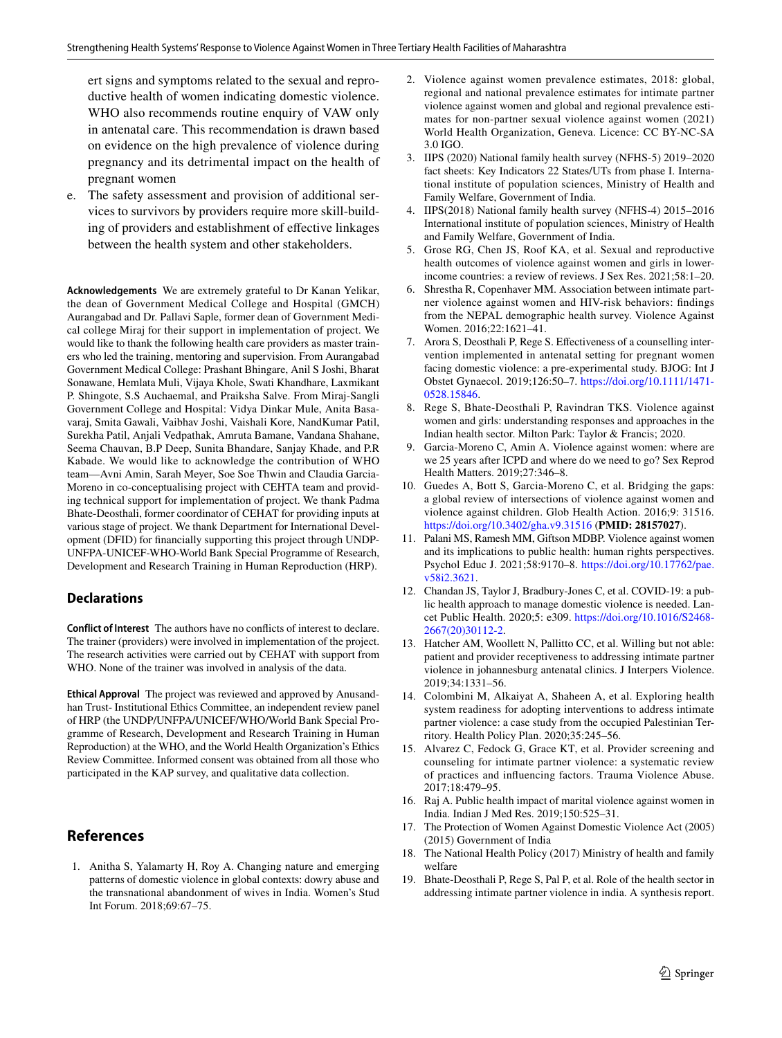ert signs and symptoms related to the sexual and reproductive health of women indicating domestic violence. WHO also recommends routine enquiry of VAW only in antenatal care. This recommendation is drawn based on evidence on the high prevalence of violence during pregnancy and its detrimental impact on the health of pregnant women

e. The safety assessment and provision of additional services to survivors by providers require more skill-building of providers and establishment of effective linkages between the health system and other stakeholders.

**Acknowledgements** We are extremely grateful to Dr Kanan Yelikar, the dean of Government Medical College and Hospital (GMCH) Aurangabad and Dr. Pallavi Saple, former dean of Government Medical college Miraj for their support in implementation of project. We would like to thank the following health care providers as master trainers who led the training, mentoring and supervision. From Aurangabad Government Medical College: Prashant Bhingare, Anil S Joshi, Bharat Sonawane, Hemlata Muli, Vijaya Khole, Swati Khandhare, Laxmikant P. Shingote, S.S Auchaemal, and Praiksha Salve. From Miraj-Sangli Government College and Hospital: Vidya Dinkar Mule, Anita Basavaraj, Smita Gawali, Vaibhav Joshi, Vaishali Kore, NandKumar Patil, Surekha Patil, Anjali Vedpathak, Amruta Bamane, Vandana Shahane, Seema Chauvan, B.P Deep, Sunita Bhandare, Sanjay Khade, and P.R Kabade. We would like to acknowledge the contribution of WHO team—Avni Amin, Sarah Meyer, Soe Soe Thwin and Claudia Garcia-Moreno in co-conceptualising project with CEHTA team and providing technical support for implementation of project. We thank Padma Bhate-Deosthali, former coordinator of CEHAT for providing inputs at various stage of project. We thank Department for International Development (DFID) for financially supporting this project through UNDP-UNFPA-UNICEF-WHO-World Bank Special Programme of Research, Development and Research Training in Human Reproduction (HRP).

## Declarations

**Conflict of Interest** The authors have no conflicts of interest to declare. The trainer (providers) were involved in implementation of the project. The research activities were carried out by CEHAT with support from WHO. None of the trainer was involved in analysis of the data.

**Ethical Approval** The project was reviewed and approved by Anusandhan Trust- Institutional Ethics Committee, an independent review panel of HRP (the UNDP/UNFPA/UNICEF/WHO/World Bank Special Programme of Research, Development and Research Training in Human Reproduction) at the WHO, and the World Health Organization's Ethics Review Committee. Informed consent was obtained from all those who participated in the KAP survey, and qualitative data collection.

## References

1. Anitha S, Yalamarty H, Roy A. Changing nature and emerging patterns of domestic violence in global contexts: dowry abuse and the transnational abandonment of wives in India. Women's Stud Int Forum. 2018;69:67–75.
2. Violence against women prevalence estimates, 2018: global, regional and national prevalence estimates for intimate partner violence against women and global and regional prevalence estimates for non-partner sexual violence against women (2021) World Health Organization, Geneva. Licence: CC BY-NC-SA 3.0 IGO.
3. IIPS (2020) National family health survey (NFHS-5) 2019–2020 fact sheets: Key Indicators 22 States/UTs from phase I. International institute of population sciences, Ministry of Health and Family Welfare, Government of India.
4. IIPS(2018) National family health survey (NFHS-4) 2015–2016 International institute of population sciences, Ministry of Health and Family Welfare, Government of India.
5. Grose RG, Chen JS, Roof KA, et al. Sexual and reproductive health outcomes of violence against women and girls in lower-income countries: a review of reviews. J Sex Res. 2021;58:1–20.
6. Shrestha R, Copenhaver MM. Association between intimate partner violence against women and HIV-risk behaviors: findings from the NEPAL demographic health survey. Violence Against Women. 2016;22:1621–41.
7. Arora S, Deosthali P, Rege S. Effectiveness of a counselling intervention implemented in antenatal setting for pregnant women facing domestic violence: a pre-experimental study. BJOG: Int J Obstet Gynaecol. 2019;126:50–7. https://doi.org/10.1111/1471-0528.15846.
8. Rege S, Bhate-Deosthali P, Ravindran TKS. Violence against women and girls: understanding responses and approaches in the Indian health sector. Milton Park: Taylor & Francis; 2020.
9. Garcia-Moreno C, Amin A. Violence against women: where are we 25 years after ICPD and where do we need to go? Sex Reprod Health Matters. 2019;27:346–8.
10. Guedes A, Bott S, Garcia-Moreno C, et al. Bridging the gaps: a global review of intersections of violence against women and violence against children. Glob Health Action. 2016;9: 31516. https://doi.org/10.3402/gha.v9.31516 (**PMID: 28157027**).
11. Palani MS, Ramesh MM, Giftson MDBP. Violence against women and its implications to public health: human rights perspectives. Psychol Educ J. 2021;58:9170–8. https://doi.org/10.17762/pae.v58i2.3621.
12. Chandan JS, Taylor J, Bradbury-Jones C, et al. COVID-19: a public health approach to manage domestic violence is needed. Lancet Public Health. 2020;5: e309. https://doi.org/10.1016/S2468-2667(20)30112-2.
13. Hatcher AM, Woollett N, Pallitto CC, et al. Willing but not able: patient and provider receptiveness to addressing intimate partner violence in johannesburg antenatal clinics. J Interpers Violence. 2019;34:1331–56.
14. Colombini M, Alkaiyat A, Shaheen A, et al. Exploring health system readiness for adopting interventions to address intimate partner violence: a case study from the occupied Palestinian Territory. Health Policy Plan. 2020;35:245–56.
15. Alvarez C, Fedock G, Grace KT, et al. Provider screening and counseling for intimate partner violence: a systematic review of practices and influencing factors. Trauma Violence Abuse. 2017;18:479–95.
16. Raj A. Public health impact of marital violence against women in India. Indian J Med Res. 2019;150:525–31.
17. The Protection of Women Against Domestic Violence Act (2005) (2015) Government of India
18. The National Health Policy (2017) Ministry of health and family welfare
19. Bhate-Deosthali P, Rege S, Pal P, et al. Role of the health sector in addressing intimate partner violence in india. A synthesis report.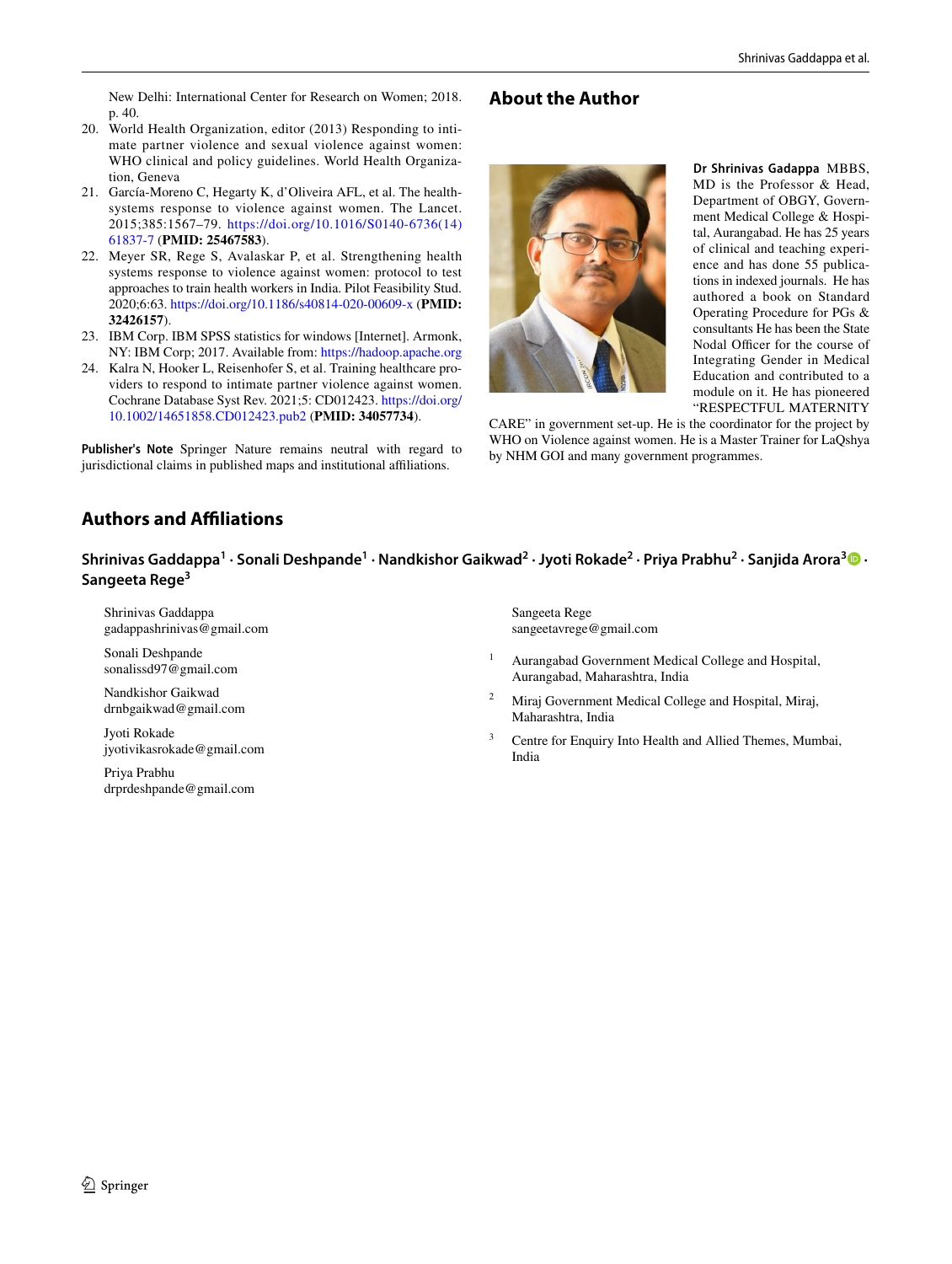New Delhi: International Center for Research on Women; 2018. p. 40.

20. World Health Organization, editor (2013) Responding to intimate partner violence and sexual violence against women: WHO clinical and policy guidelines. World Health Organization, Geneva
21. García-Moreno C, Hegarty K, d'Oliveira AFL, et al. The health-systems response to violence against women. The Lancet. 2015;385:1567–79. https://doi.org/10.1016/S0140-6736(14)61837-7 (**PMID: 25467583**).
22. Meyer SR, Rege S, Avalaskar P, et al. Strengthening health systems response to violence against women: protocol to test approaches to train health workers in India. Pilot Feasibility Stud. 2020;6:63. https://doi.org/10.1186/s40814-020-00609-x (**PMID: 32426157**).
23. IBM Corp. IBM SPSS statistics for windows [Internet]. Armonk, NY: IBM Corp; 2017. Available from: https://hadoop.apache.org
24. Kalra N, Hooker L, Reisenhofer S, et al. Training healthcare providers to respond to intimate partner violence against women. Cochrane Database Syst Rev. 2021;5: CD012423. https://doi.org/10.1002/14651858.CD012423.pub2 (**PMID: 34057734**).

**Publisher's Note** Springer Nature remains neutral with regard to jurisdictional claims in published maps and institutional affiliations.

## About the Author

**Dr Shrinivas Gadappa** MBBS, MD is the Professor & Head, Department of OBGY, Government Medical College & Hospital, Aurangabad. He has 25 years of clinical and teaching experience and has done 55 publications in indexed journals. He has authored a book on Standard Operating Procedure for PGs & consultants He has been the State Nodal Officer for the course of Integrating Gender in Medical Education and contributed to a module on it. He has pioneered "RESPECTFUL MATERNITY CARE" in government set-up. He is the coordinator for the project by WHO on Violence against women. He is a Master Trainer for LaQshya by NHM GOI and many government programmes.

## Authors and Affiliations

**Shrinivas Gaddappa[1] · Sonali Deshpande[1] · Nandkishor Gaikwad[2] · Jyoti Rokade[2] · Priya Prabhu[2] · Sanjida Arora[3] · Sangeeta Rege[3]**

Shrinivas Gaddappa
gadappashrinivas@gmail.com

Sonali Deshpande
sonalissd97@gmail.com

Nandkishor Gaikwad
drnbgaikwad@gmail.com

Jyoti Rokade
jyotivikasrokade@gmail.com

Priya Prabhu
drprdeshpande@gmail.com

Sangeeta Rege
sangeetavrege@gmail.com

[1] Aurangabad Government Medical College and Hospital, Aurangabad, Maharashtra, India

[2] Miraj Government Medical College and Hospital, Miraj, Maharashtra, India

[3] Centre for Enquiry Into Health and Allied Themes, Mumbai, India